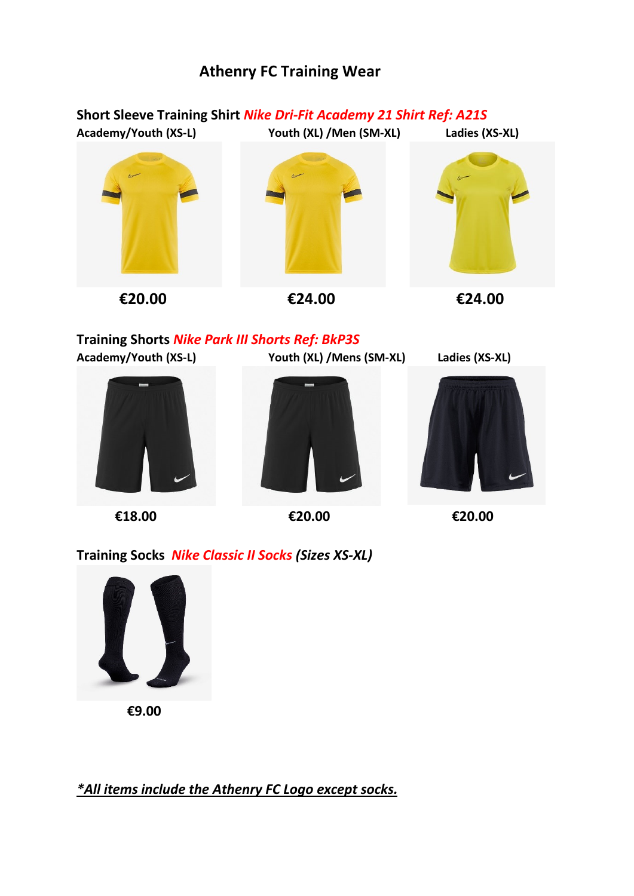# Athenry FC Training Wear

**Short Sleeve Training Shirt** ***Nike Dri-Fit Academy 21 Shirt Ref: A21S***

| Academy/Youth (XS-L) | Youth (XL) /Men (SM-XL) | Ladies (XS-XL) |
|---|---|---|
| €20.00 | €24.00 | €24.00 |

**Training Shorts** ***Nike Park III Shorts Ref: BkP3S***

| Academy/Youth (XS-L) | Youth (XL) /Mens (SM-XL) | Ladies (XS-XL) |
|---|---|---|
| €18.00 | €20.00 | €20.00 |

**Training Socks** ***Nike Classic II Socks (Sizes XS-XL)***

**€9.00**

***\*All items include the Athenry FC Logo except socks.***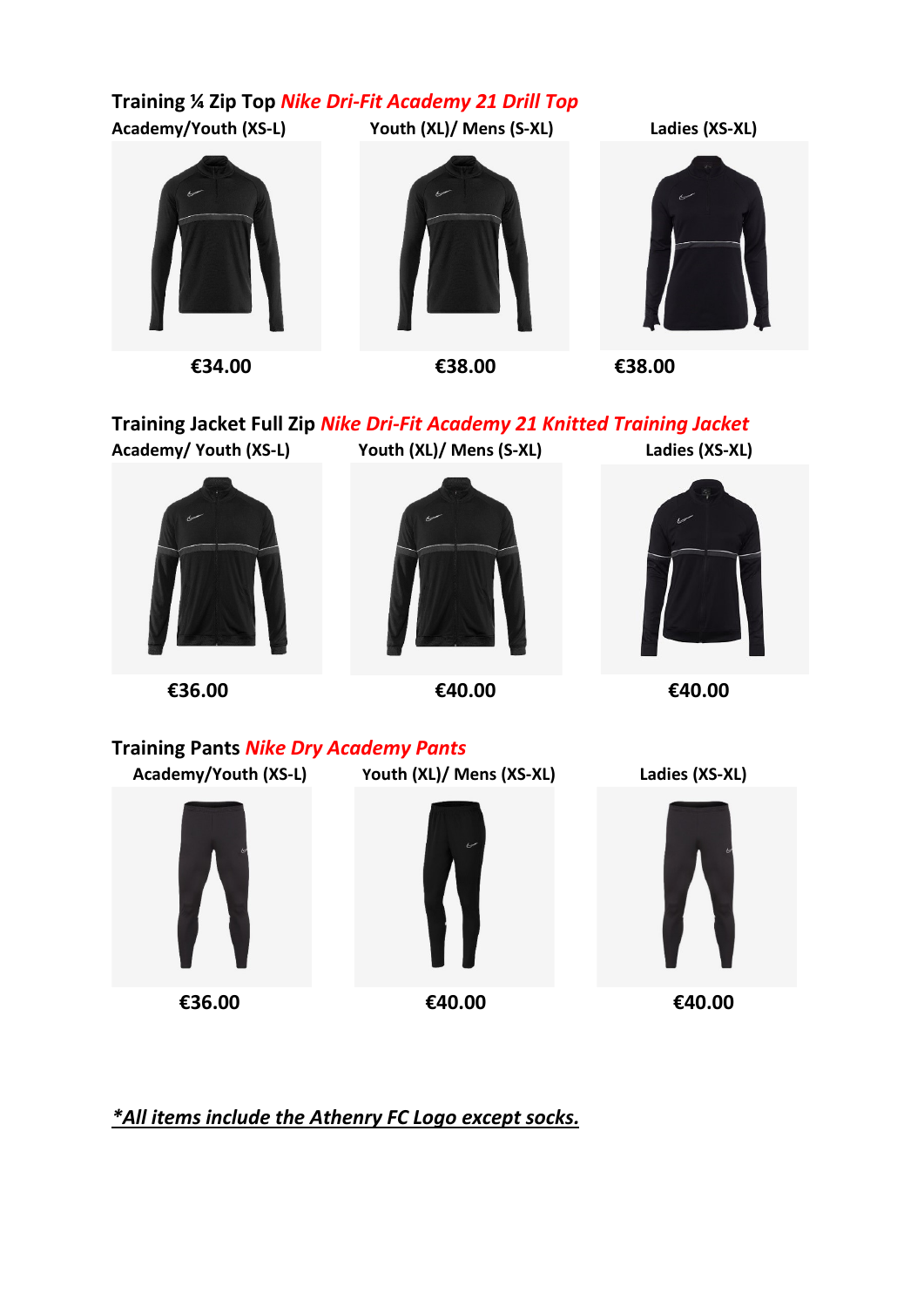## Training ¼ Zip Top *Nike Dri-Fit Academy 21 Drill Top*

| Academy/Youth (XS-L) | Youth (XL)/ Mens (S-XL) | Ladies (XS-XL) |
| --- | --- | --- |
| €34.00 | €38.00 | €38.00 |

## Training Jacket Full Zip *Nike Dri-Fit Academy 21 Knitted Training Jacket*

| Academy/ Youth (XS-L) | Youth (XL)/ Mens (S-XL) | Ladies (XS-XL) |
| --- | --- | --- |
| €36.00 | €40.00 | €40.00 |

## Training Pants *Nike Dry Academy Pants*

| Academy/Youth (XS-L) | Youth (XL)/ Mens (XS-XL) | Ladies (XS-XL) |
| --- | --- | --- |
| €36.00 | €40.00 | €40.00 |

***All items include the Athenry FC Logo except socks.***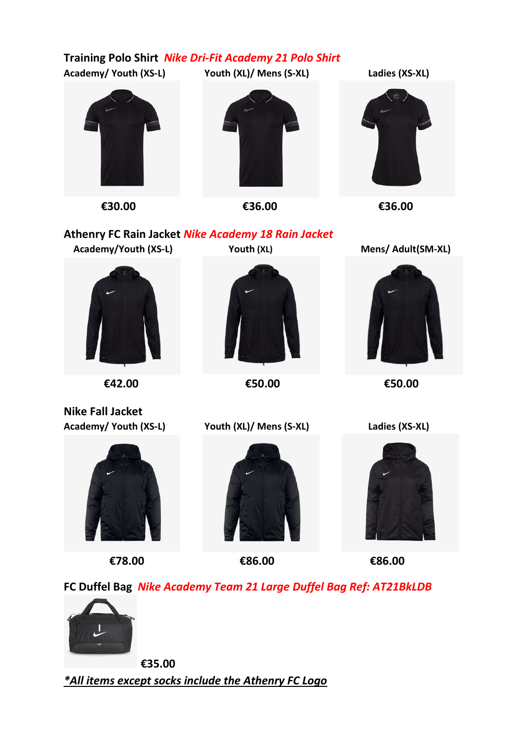**Training Polo Shirt** *Nike Dri-Fit Academy 21 Polo Shirt*

| Academy/ Youth (XS-L) | Youth (XL)/ Mens (S-XL) | Ladies (XS-XL) |
|---|---|---|
| €30.00 | €36.00 | €36.00 |

**Athenry FC Rain Jacket** *Nike Academy 18 Rain Jacket*

| Academy/Youth (XS-L) | Youth (XL) | Mens/ Adult(SM-XL) |
|---|---|---|
| €42.00 | €50.00 | €50.00 |

**Nike Fall Jacket**

| Academy/ Youth (XS-L) | Youth (XL)/ Mens (S-XL) | Ladies (XS-XL) |
|---|---|---|
| €78.00 | €86.00 | €86.00 |

**FC Duffel Bag** *Nike Academy Team 21 Large Duffel Bag Ref: AT21BkLDB*

**€35.00**

***All items except socks include the Athenry FC Logo***